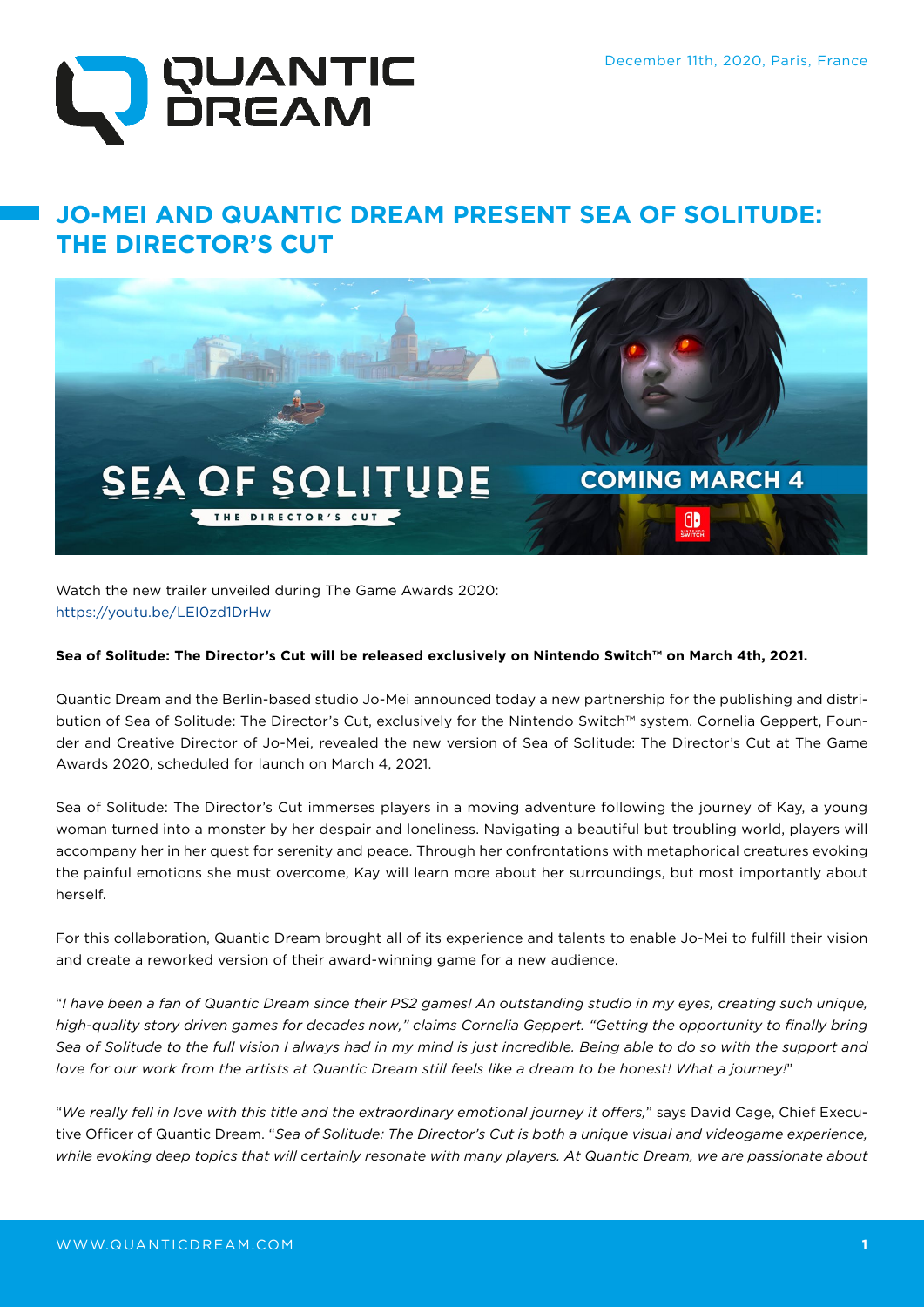December 11th, 2020, Paris, France

# JO-MEI AND QUANTIC DREAM PRESENT SEA OF SOLITUDE: THE DIRECTOR'S CUT

Watch the new trailer unveiled during The Game Awards 2020:
https://youtu.be/LEI0zd1DrHw

**Sea of Solitude: The Director's Cut will be released exclusively on Nintendo Switch™ on March 4th, 2021.**

Quantic Dream and the Berlin-based studio Jo-Mei announced today a new partnership for the publishing and distribution of Sea of Solitude: The Director's Cut, exclusively for the Nintendo Switch™ system. Cornelia Geppert, Founder and Creative Director of Jo-Mei, revealed the new version of Sea of Solitude: The Director's Cut at The Game Awards 2020, scheduled for launch on March 4, 2021.

Sea of Solitude: The Director's Cut immerses players in a moving adventure following the journey of Kay, a young woman turned into a monster by her despair and loneliness. Navigating a beautiful but troubling world, players will accompany her in her quest for serenity and peace. Through her confrontations with metaphorical creatures evoking the painful emotions she must overcome, Kay will learn more about her surroundings, but most importantly about herself.

For this collaboration, Quantic Dream brought all of its experience and talents to enable Jo-Mei to fulfill their vision and create a reworked version of their award-winning game for a new audience.

"*I have been a fan of Quantic Dream since their PS2 games! An outstanding studio in my eyes, creating such unique, high-quality story driven games for decades now,*" *claims Cornelia Geppert.* "*Getting the opportunity to finally bring Sea of Solitude to the full vision I always had in my mind is just incredible. Being able to do so with the support and love for our work from the artists at Quantic Dream still feels like a dream to be honest! What a journey!*"

"*We really fell in love with this title and the extraordinary emotional journey it offers,*" says David Cage, Chief Executive Officer of Quantic Dream. "*Sea of Solitude: The Director's Cut is both a unique visual and videogame experience, while evoking deep topics that will certainly resonate with many players. At Quantic Dream, we are passionate about*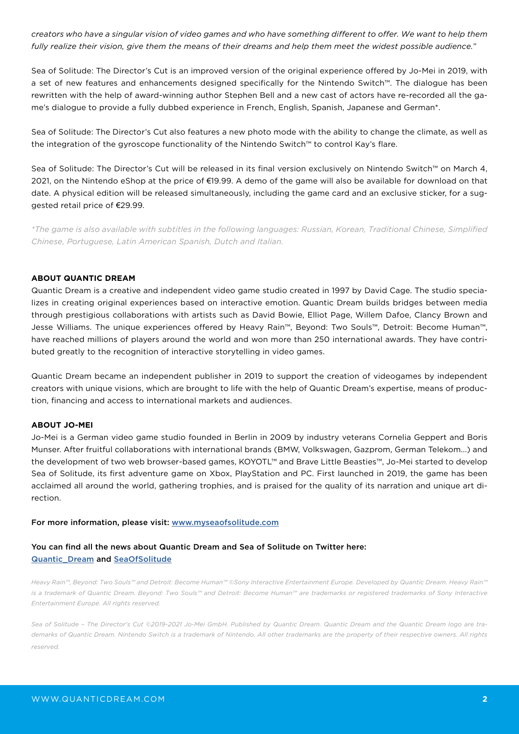*creators who have a singular vision of video games and who have something different to offer. We want to help them fully realize their vision, give them the means of their dreams and help them meet the widest possible audience.*"

Sea of Solitude: The Director's Cut is an improved version of the original experience offered by Jo-Mei in 2019, with a set of new features and enhancements designed specifically for the Nintendo Switch™. The dialogue has been rewritten with the help of award-winning author Stephen Bell and a new cast of actors have re-recorded all the game's dialogue to provide a fully dubbed experience in French, English, Spanish, Japanese and German*.

Sea of Solitude: The Director's Cut also features a new photo mode with the ability to change the climate, as well as the integration of the gyroscope functionality of the Nintendo Switch™ to control Kay's flare.

Sea of Solitude: The Director's Cut will be released in its final version exclusively on Nintendo Switch™ on March 4, 2021, on the Nintendo eShop at the price of €19.99. A demo of the game will also be available for download on that date. A physical edition will be released simultaneously, including the game card and an exclusive sticker, for a suggested retail price of €29.99.

*\*The game is also available with subtitles in the following languages: Russian, Korean, Traditional Chinese, Simplified Chinese, Portuguese, Latin American Spanish, Dutch and Italian.*

**ABOUT QUANTIC DREAM**

Quantic Dream is a creative and independent video game studio created in 1997 by David Cage. The studio specializes in creating original experiences based on interactive emotion. Quantic Dream builds bridges between media through prestigious collaborations with artists such as David Bowie, Elliot Page, Willem Dafoe, Clancy Brown and Jesse Williams. The unique experiences offered by Heavy Rain™, Beyond: Two Souls™, Detroit: Become Human™, have reached millions of players around the world and won more than 250 international awards. They have contributed greatly to the recognition of interactive storytelling in video games.

Quantic Dream became an independent publisher in 2019 to support the creation of videogames by independent creators with unique visions, which are brought to life with the help of Quantic Dream's expertise, means of production, financing and access to international markets and audiences.

**ABOUT JO-MEI**

Jo-Mei is a German video game studio founded in Berlin in 2009 by industry veterans Cornelia Geppert and Boris Munser. After fruitful collaborations with international brands (BMW, Volkswagen, Gazprom, German Telekom...) and the development of two web browser-based games, KOYOTL™ and Brave Little Beasties™, Jo-Mei started to develop Sea of Solitude, its first adventure game on Xbox, PlayStation and PC. First launched in 2019, the game has been acclaimed all around the world, gathering trophies, and is praised for the quality of its narration and unique art direction.

For more information, please visit: [www.myseaofsolitude.com](www.myseaofsolitude.com)

You can find all the news about Quantic Dream and Sea of Solitude on Twitter here:
[Quantic_Dream]() **and** [SeaOfSolitude]()

*Heavy Rain™, Beyond: Two Souls™ and Detroit: Become Human™ ©Sony Interactive Entertainment Europe. Developed by Quantic Dream. Heavy Rain™ is a trademark of Quantic Dream. Beyond: Two Souls™ and Detroit: Become Human™ are trademarks or registered trademarks of Sony Interactive Entertainment Europe. All rights reserved.*

*Sea of Solitude – The Director's Cut ©2019-2021 Jo-Mei GmbH. Published by Quantic Dream. Quantic Dream and the Quantic Dream logo are trademarks of Quantic Dream. Nintendo Switch is a trademark of Nintendo. All other trademarks are the property of their respective owners. All rights reserved.*